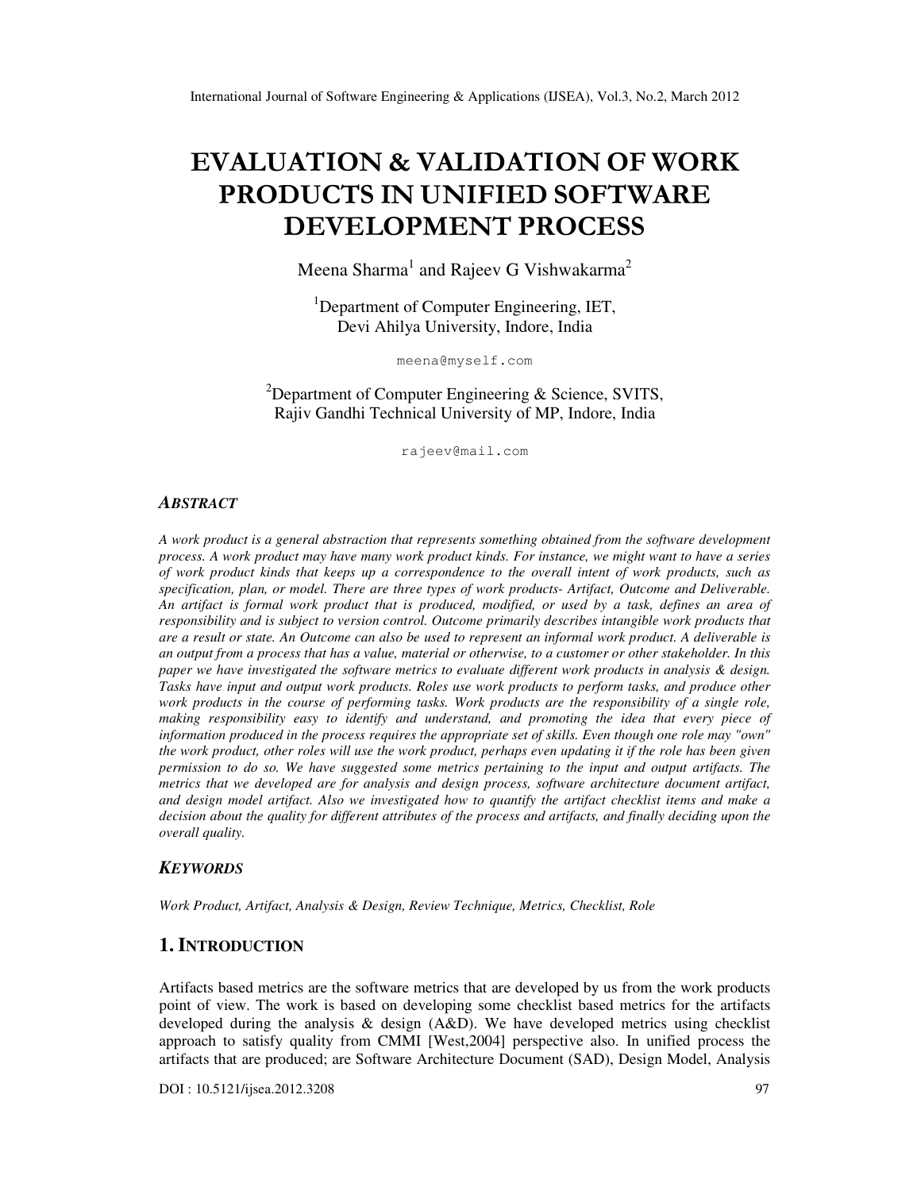# EVALUATION & VALIDATION OF WORK PRODUCTS IN UNIFIED SOFTWARE DEVELOPMENT PROCESS

Meena Sharma[1] and Rajeev G Vishwakarma[2]

[1]Department of Computer Engineering, IET,
Devi Ahilya University, Indore, India

meena@myself.com

[2]Department of Computer Engineering & Science, SVITS,
Rajiv Gandhi Technical University of MP, Indore, India

rajeev@mail.com

### ABSTRACT

*A work product is a general abstraction that represents something obtained from the software development process. A work product may have many work product kinds. For instance, we might want to have a series of work product kinds that keeps up a correspondence to the overall intent of work products, such as specification, plan, or model. There are three types of work products- Artifact, Outcome and Deliverable. An artifact is formal work product that is produced, modified, or used by a task, defines an area of responsibility and is subject to version control. Outcome primarily describes intangible work products that are a result or state. An Outcome can also be used to represent an informal work product. A deliverable is an output from a process that has a value, material or otherwise, to a customer or other stakeholder. In this paper we have investigated the software metrics to evaluate different work products in analysis & design. Tasks have input and output work products. Roles use work products to perform tasks, and produce other work products in the course of performing tasks. Work products are the responsibility of a single role, making responsibility easy to identify and understand, and promoting the idea that every piece of information produced in the process requires the appropriate set of skills. Even though one role may "own" the work product, other roles will use the work product, perhaps even updating it if the role has been given permission to do so. We have suggested some metrics pertaining to the input and output artifacts. The metrics that we developed are for analysis and design process, software architecture document artifact, and design model artifact. Also we investigated how to quantify the artifact checklist items and make a decision about the quality for different attributes of the process and artifacts, and finally deciding upon the overall quality.*

### KEYWORDS

*Work Product, Artifact, Analysis & Design, Review Technique, Metrics, Checklist, Role*

## 1. INTRODUCTION

Artifacts based metrics are the software metrics that are developed by us from the work products point of view. The work is based on developing some checklist based metrics for the artifacts developed during the analysis & design (A&D). We have developed metrics using checklist approach to satisfy quality from CMMI [West,2004] perspective also. In unified process the artifacts that are produced; are Software Architecture Document (SAD), Design Model, Analysis

DOI : 10.5121/ijsea.2012.3208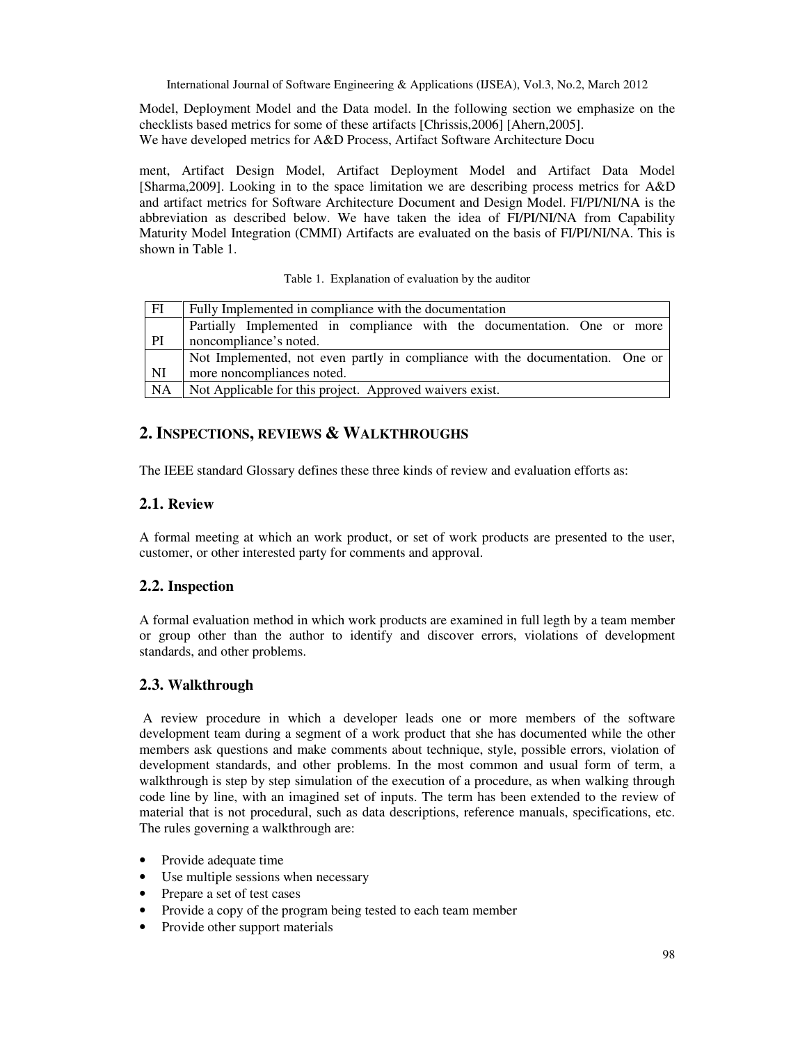Model, Deployment Model and the Data model. In the following section we emphasize on the checklists based metrics for some of these artifacts [Chrissis,2006] [Ahern,2005].
We have developed metrics for A&D Process, Artifact Software Architecture Docu

ment, Artifact Design Model, Artifact Deployment Model and Artifact Data Model [Sharma,2009]. Looking in to the space limitation we are describing process metrics for A&D and artifact metrics for Software Architecture Document and Design Model. FI/PI/NI/NA is the abbreviation as described below. We have taken the idea of FI/PI/NI/NA from Capability Maturity Model Integration (CMMI) Artifacts are evaluated on the basis of FI/PI/NI/NA. This is shown in Table 1.

Table 1. Explanation of evaluation by the auditor

| | |
|---|---|
| FI | Fully Implemented in compliance with the documentation |
| PI | Partially Implemented in compliance with the documentation. One or more noncompliance's noted. |
| NI | Not Implemented, not even partly in compliance with the documentation. One or more noncompliances noted. |
| NA | Not Applicable for this project. Approved waivers exist. |

## 2. Inspections, reviews & Walkthroughs

The IEEE standard Glossary defines these three kinds of review and evaluation efforts as:

### 2.1. Review

A formal meeting at which an work product, or set of work products are presented to the user, customer, or other interested party for comments and approval.

### 2.2. Inspection

A formal evaluation method in which work products are examined in full legth by a team member or group other than the author to identify and discover errors, violations of development standards, and other problems.

### 2.3. Walkthrough

A review procedure in which a developer leads one or more members of the software development team during a segment of a work product that she has documented while the other members ask questions and make comments about technique, style, possible errors, violation of development standards, and other problems. In the most common and usual form of term, a walkthrough is step by step simulation of the execution of a procedure, as when walking through code line by line, with an imagined set of inputs. The term has been extended to the review of material that is not procedural, such as data descriptions, reference manuals, specifications, etc. The rules governing a walkthrough are:

- Provide adequate time
- Use multiple sessions when necessary
- Prepare a set of test cases
- Provide a copy of the program being tested to each team member
- Provide other support materials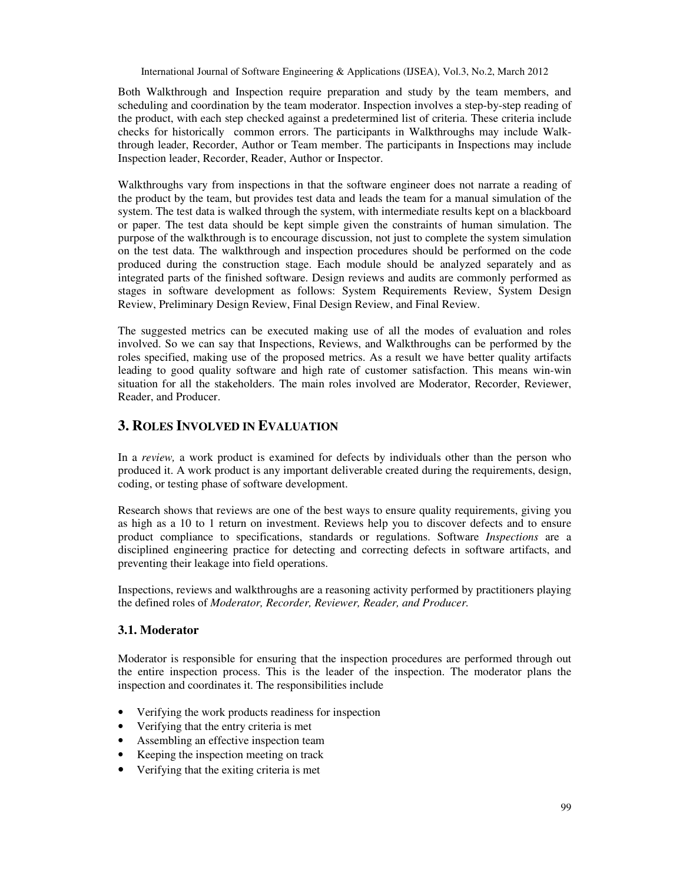Both Walkthrough and Inspection require preparation and study by the team members, and scheduling and coordination by the team moderator. Inspection involves a step-by-step reading of the product, with each step checked against a predetermined list of criteria. These criteria include checks for historically common errors. The participants in Walkthroughs may include Walk-through leader, Recorder, Author or Team member. The participants in Inspections may include Inspection leader, Recorder, Reader, Author or Inspector.

Walkthroughs vary from inspections in that the software engineer does not narrate a reading of the product by the team, but provides test data and leads the team for a manual simulation of the system. The test data is walked through the system, with intermediate results kept on a blackboard or paper. The test data should be kept simple given the constraints of human simulation. The purpose of the walkthrough is to encourage discussion, not just to complete the system simulation on the test data. The walkthrough and inspection procedures should be performed on the code produced during the construction stage. Each module should be analyzed separately and as integrated parts of the finished software. Design reviews and audits are commonly performed as stages in software development as follows: System Requirements Review, System Design Review, Preliminary Design Review, Final Design Review, and Final Review.

The suggested metrics can be executed making use of all the modes of evaluation and roles involved. So we can say that Inspections, Reviews, and Walkthroughs can be performed by the roles specified, making use of the proposed metrics. As a result we have better quality artifacts leading to good quality software and high rate of customer satisfaction. This means win-win situation for all the stakeholders. The main roles involved are Moderator, Recorder, Reviewer, Reader, and Producer.

## 3. ROLES INVOLVED IN EVALUATION

In a *review,* a work product is examined for defects by individuals other than the person who produced it. A work product is any important deliverable created during the requirements, design, coding, or testing phase of software development.

Research shows that reviews are one of the best ways to ensure quality requirements, giving you as high as a 10 to 1 return on investment. Reviews help you to discover defects and to ensure product compliance to specifications, standards or regulations. Software *Inspections* are a disciplined engineering practice for detecting and correcting defects in software artifacts, and preventing their leakage into field operations.

Inspections, reviews and walkthroughs are a reasoning activity performed by practitioners playing the defined roles of *Moderator, Recorder, Reviewer, Reader, and Producer.*

### 3.1. Moderator

Moderator is responsible for ensuring that the inspection procedures are performed through out the entire inspection process. This is the leader of the inspection. The moderator plans the inspection and coordinates it. The responsibilities include

- Verifying the work products readiness for inspection
- Verifying that the entry criteria is met
- Assembling an effective inspection team
- Keeping the inspection meeting on track
- Verifying that the exiting criteria is met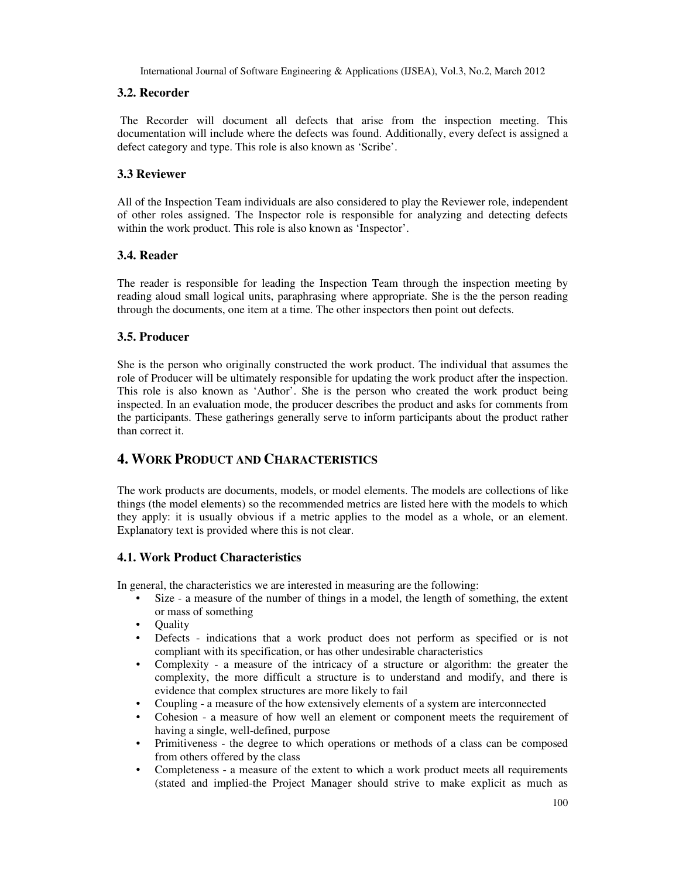### 3.2. Recorder

The Recorder will document all defects that arise from the inspection meeting. This documentation will include where the defects was found. Additionally, every defect is assigned a defect category and type. This role is also known as 'Scribe'.

### 3.3 Reviewer

All of the Inspection Team individuals are also considered to play the Reviewer role, independent of other roles assigned. The Inspector role is responsible for analyzing and detecting defects within the work product. This role is also known as 'Inspector'.

### 3.4. Reader

The reader is responsible for leading the Inspection Team through the inspection meeting by reading aloud small logical units, paraphrasing where appropriate. She is the the person reading through the documents, one item at a time. The other inspectors then point out defects.

### 3.5. Producer

She is the person who originally constructed the work product. The individual that assumes the role of Producer will be ultimately responsible for updating the work product after the inspection. This role is also known as 'Author'. She is the person who created the work product being inspected. In an evaluation mode, the producer describes the product and asks for comments from the participants. These gatherings generally serve to inform participants about the product rather than correct it.

## 4. WORK PRODUCT AND CHARACTERISTICS

The work products are documents, models, or model elements. The models are collections of like things (the model elements) so the recommended metrics are listed here with the models to which they apply: it is usually obvious if a metric applies to the model as a whole, or an element. Explanatory text is provided where this is not clear.

### 4.1. Work Product Characteristics

In general, the characteristics we are interested in measuring are the following:

- Size - a measure of the number of things in a model, the length of something, the extent or mass of something
- Quality
- Defects - indications that a work product does not perform as specified or is not compliant with its specification, or has other undesirable characteristics
- Complexity - a measure of the intricacy of a structure or algorithm: the greater the complexity, the more difficult a structure is to understand and modify, and there is evidence that complex structures are more likely to fail
- Coupling - a measure of the how extensively elements of a system are interconnected
- Cohesion - a measure of how well an element or component meets the requirement of having a single, well-defined, purpose
- Primitiveness - the degree to which operations or methods of a class can be composed from others offered by the class
- Completeness - a measure of the extent to which a work product meets all requirements (stated and implied-the Project Manager should strive to make explicit as much as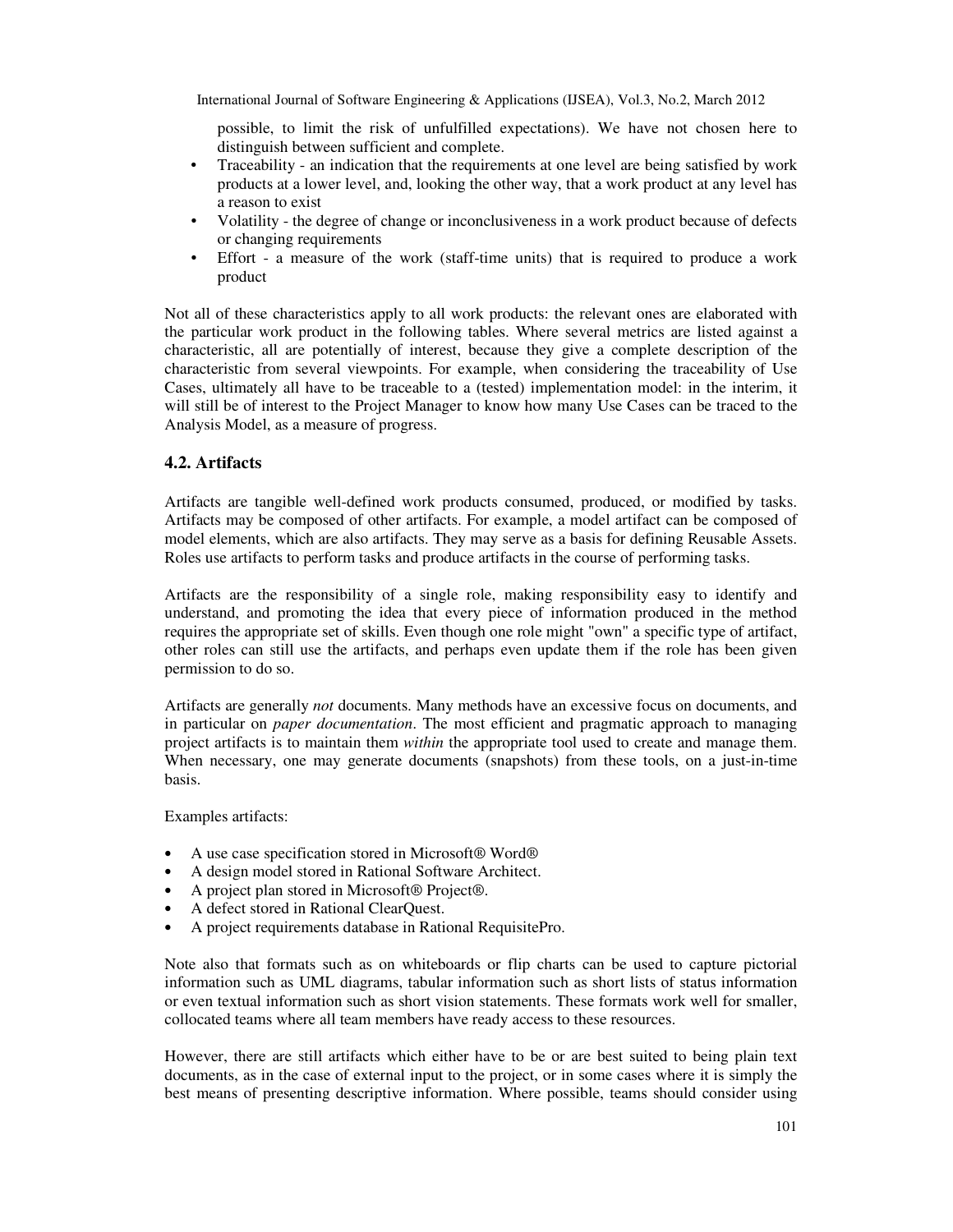possible, to limit the risk of unfulfilled expectations). We have not chosen here to distinguish between sufficient and complete.

- Traceability - an indication that the requirements at one level are being satisfied by work products at a lower level, and, looking the other way, that a work product at any level has a reason to exist
- Volatility - the degree of change or inconclusiveness in a work product because of defects or changing requirements
- Effort - a measure of the work (staff-time units) that is required to produce a work product

Not all of these characteristics apply to all work products: the relevant ones are elaborated with the particular work product in the following tables. Where several metrics are listed against a characteristic, all are potentially of interest, because they give a complete description of the characteristic from several viewpoints. For example, when considering the traceability of Use Cases, ultimately all have to be traceable to a (tested) implementation model: in the interim, it will still be of interest to the Project Manager to know how many Use Cases can be traced to the Analysis Model, as a measure of progress.

## 4.2. Artifacts

Artifacts are tangible well-defined work products consumed, produced, or modified by tasks. Artifacts may be composed of other artifacts. For example, a model artifact can be composed of model elements, which are also artifacts. They may serve as a basis for defining Reusable Assets. Roles use artifacts to perform tasks and produce artifacts in the course of performing tasks.

Artifacts are the responsibility of a single role, making responsibility easy to identify and understand, and promoting the idea that every piece of information produced in the method requires the appropriate set of skills. Even though one role might "own" a specific type of artifact, other roles can still use the artifacts, and perhaps even update them if the role has been given permission to do so.

Artifacts are generally *not* documents. Many methods have an excessive focus on documents, and in particular on *paper documentation*. The most efficient and pragmatic approach to managing project artifacts is to maintain them *within* the appropriate tool used to create and manage them. When necessary, one may generate documents (snapshots) from these tools, on a just-in-time basis.

Examples artifacts:

- A use case specification stored in Microsoft® Word®
- A design model stored in Rational Software Architect.
- A project plan stored in Microsoft® Project®.
- A defect stored in Rational ClearQuest.
- A project requirements database in Rational RequisitePro.

Note also that formats such as on whiteboards or flip charts can be used to capture pictorial information such as UML diagrams, tabular information such as short lists of status information or even textual information such as short vision statements. These formats work well for smaller, collocated teams where all team members have ready access to these resources.

However, there are still artifacts which either have to be or are best suited to being plain text documents, as in the case of external input to the project, or in some cases where it is simply the best means of presenting descriptive information. Where possible, teams should consider using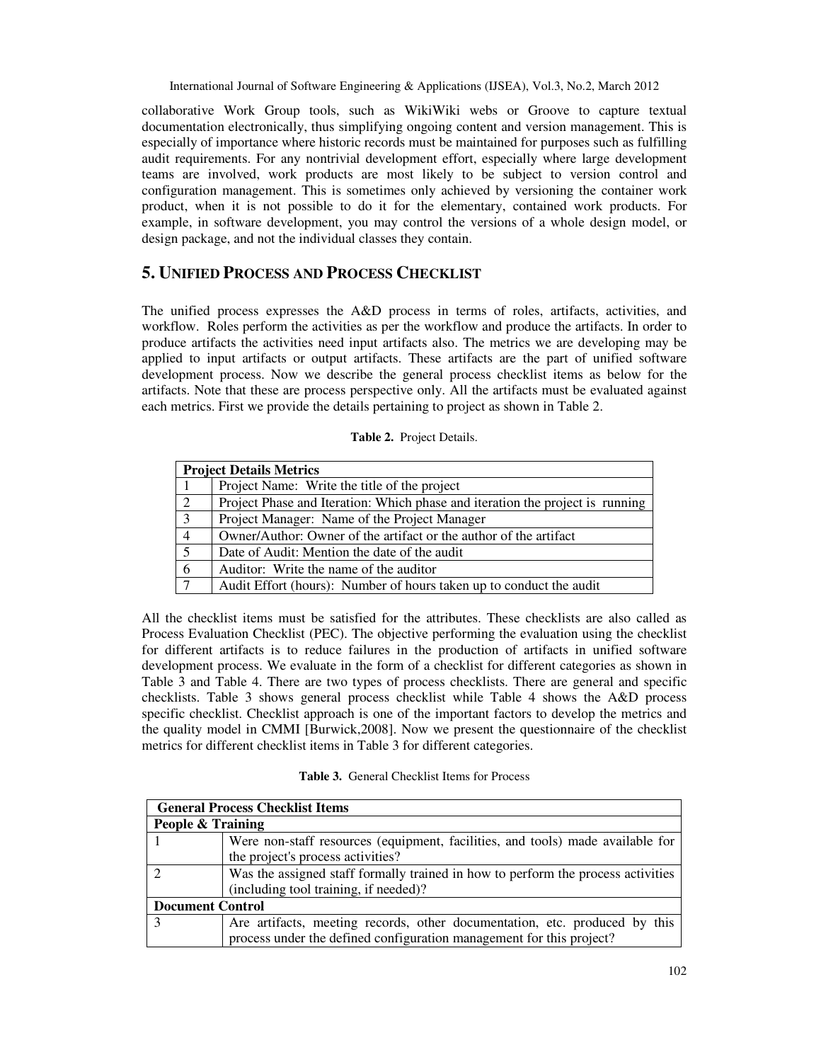collaborative Work Group tools, such as WikiWiki webs or Groove to capture textual documentation electronically, thus simplifying ongoing content and version management. This is especially of importance where historic records must be maintained for purposes such as fulfilling audit requirements. For any nontrivial development effort, especially where large development teams are involved, work products are most likely to be subject to version control and configuration management. This is sometimes only achieved by versioning the container work product, when it is not possible to do it for the elementary, contained work products. For example, in software development, you may control the versions of a whole design model, or design package, and not the individual classes they contain.

## 5. UNIFIED PROCESS AND PROCESS CHECKLIST

The unified process expresses the A&D process in terms of roles, artifacts, activities, and workflow. Roles perform the activities as per the workflow and produce the artifacts. In order to produce artifacts the activities need input artifacts also. The metrics we are developing may be applied to input artifacts or output artifacts. These artifacts are the part of unified software development process. Now we describe the general process checklist items as below for the artifacts. Note that these are process perspective only. All the artifacts must be evaluated against each metrics. First we provide the details pertaining to project as shown in Table 2.

**Table 2.** Project Details.

| **Project Details Metrics** | |
|---|---|
| 1 | Project Name: Write the title of the project |
| 2 | Project Phase and Iteration: Which phase and iteration the project is running |
| 3 | Project Manager: Name of the Project Manager |
| 4 | Owner/Author: Owner of the artifact or the author of the artifact |
| 5 | Date of Audit: Mention the date of the audit |
| 6 | Auditor: Write the name of the auditor |
| 7 | Audit Effort (hours): Number of hours taken up to conduct the audit |

All the checklist items must be satisfied for the attributes. These checklists are also called as Process Evaluation Checklist (PEC). The objective performing the evaluation using the checklist for different artifacts is to reduce failures in the production of artifacts in unified software development process. We evaluate in the form of a checklist for different categories as shown in Table 3 and Table 4. There are two types of process checklists. There are general and specific checklists. Table 3 shows general process checklist while Table 4 shows the A&D process specific checklist. Checklist approach is one of the important factors to develop the metrics and the quality model in CMMI [Burwick,2008]. Now we present the questionnaire of the checklist metrics for different checklist items in Table 3 for different categories.

**Table 3.** General Checklist Items for Process

| **General Process Checklist Items** | |
|---|---|
| **People & Training** | |
| 1 | Were non-staff resources (equipment, facilities, and tools) made available for the project's process activities? |
| 2 | Was the assigned staff formally trained in how to perform the process activities (including tool training, if needed)? |
| **Document Control** | |
| 3 | Are artifacts, meeting records, other documentation, etc. produced by this process under the defined configuration management for this project? |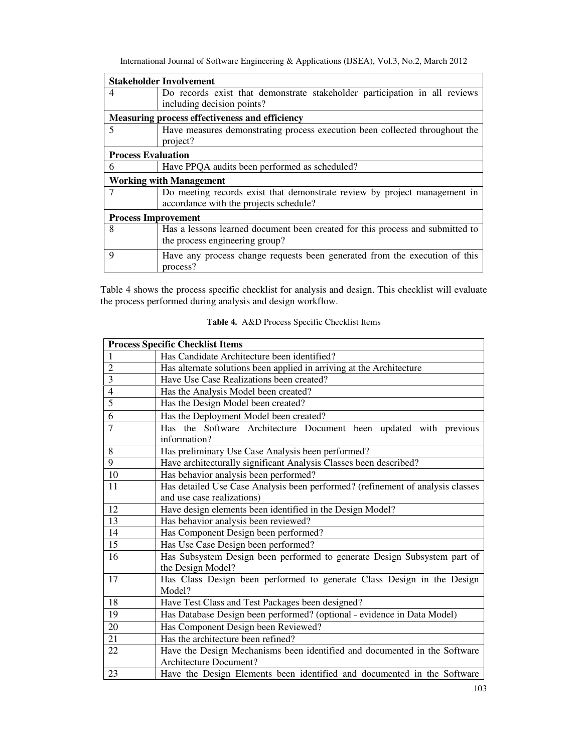| Stakeholder Involvement | |
|---|---|
| 4 | Do records exist that demonstrate stakeholder participation in all reviews including decision points? |
| **Measuring process effectiveness and efficiency** | |
| 5 | Have measures demonstrating process execution been collected throughout the project? |
| **Process Evaluation** | |
| 6 | Have PPQA audits been performed as scheduled? |
| **Working with Management** | |
| 7 | Do meeting records exist that demonstrate review by project management in accordance with the projects schedule? |
| **Process Improvement** | |
| 8 | Has a lessons learned document been created for this process and submitted to the process engineering group? |
| 9 | Have any process change requests been generated from the execution of this process? |

Table 4 shows the process specific checklist for analysis and design. This checklist will evaluate the process performed during analysis and design workflow.

**Table 4.** A&D Process Specific Checklist Items

| Process Specific Checklist Items | |
|---|---|
| 1 | Has Candidate Architecture been identified? |
| 2 | Has alternate solutions been applied in arriving at the Architecture |
| 3 | Have Use Case Realizations been created? |
| 4 | Has the Analysis Model been created? |
| 5 | Has the Design Model been created? |
| 6 | Has the Deployment Model been created? |
| 7 | Has the Software Architecture Document been updated with previous information? |
| 8 | Has preliminary Use Case Analysis been performed? |
| 9 | Have architecturally significant Analysis Classes been described? |
| 10 | Has behavior analysis been performed? |
| 11 | Has detailed Use Case Analysis been performed? (refinement of analysis classes and use case realizations) |
| 12 | Have design elements been identified in the Design Model? |
| 13 | Has behavior analysis been reviewed? |
| 14 | Has Component Design been performed? |
| 15 | Has Use Case Design been performed? |
| 16 | Has Subsystem Design been performed to generate Design Subsystem part of the Design Model? |
| 17 | Has Class Design been performed to generate Class Design in the Design Model? |
| 18 | Have Test Class and Test Packages been designed? |
| 19 | Has Database Design been performed? (optional - evidence in Data Model) |
| 20 | Has Component Design been Reviewed? |
| 21 | Has the architecture been refined? |
| 22 | Have the Design Mechanisms been identified and documented in the Software Architecture Document? |
| 23 | Have the Design Elements been identified and documented in the Software |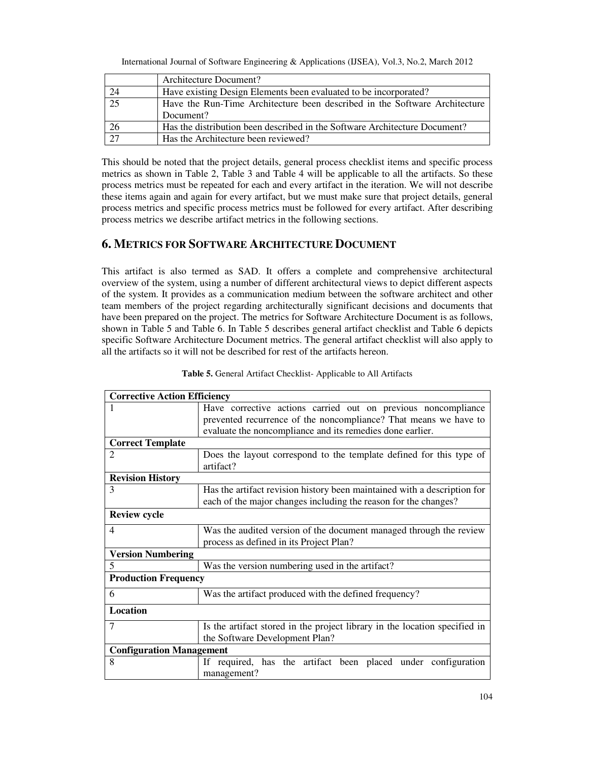|  | Architecture Document? |
| --- | --- |
| 24 | Have existing Design Elements been evaluated to be incorporated? |
| 25 | Have the Run-Time Architecture been described in the Software Architecture Document? |
| 26 | Has the distribution been described in the Software Architecture Document? |
| 27 | Has the Architecture been reviewed? |

This should be noted that the project details, general process checklist items and specific process metrics as shown in Table 2, Table 3 and Table 4 will be applicable to all the artifacts. So these process metrics must be repeated for each and every artifact in the iteration. We will not describe these items again and again for every artifact, but we must make sure that project details, general process metrics and specific process metrics must be followed for every artifact. After describing process metrics we describe artifact metrics in the following sections.

## 6. Metrics for Software Architecture Document

This artifact is also termed as SAD. It offers a complete and comprehensive architectural overview of the system, using a number of different architectural views to depict different aspects of the system. It provides as a communication medium between the software architect and other team members of the project regarding architecturally significant decisions and documents that have been prepared on the project. The metrics for Software Architecture Document is as follows, shown in Table 5 and Table 6. In Table 5 describes general artifact checklist and Table 6 depicts specific Software Architecture Document metrics. The general artifact checklist will also apply to all the artifacts so it will not be described for rest of the artifacts hereon.

**Table 5.** General Artifact Checklist- Applicable to All Artifacts

| **Corrective Action Efficiency** | |
| --- | --- |
| 1 | Have corrective actions carried out on previous noncompliance prevented recurrence of the noncompliance? That means we have to evaluate the noncompliance and its remedies done earlier. |
| **Correct Template** | |
| 2 | Does the layout correspond to the template defined for this type of artifact? |
| **Revision History** | |
| 3 | Has the artifact revision history been maintained with a description for each of the major changes including the reason for the changes? |
| **Review cycle** | |
| 4 | Was the audited version of the document managed through the review process as defined in its Project Plan? |
| **Version Numbering** | |
| 5 | Was the version numbering used in the artifact? |
| **Production Frequency** | |
| 6 | Was the artifact produced with the defined frequency? |
| **Location** | |
| 7 | Is the artifact stored in the project library in the location specified in the Software Development Plan? |
| **Configuration Management** | |
| 8 | If required, has the artifact been placed under configuration management? |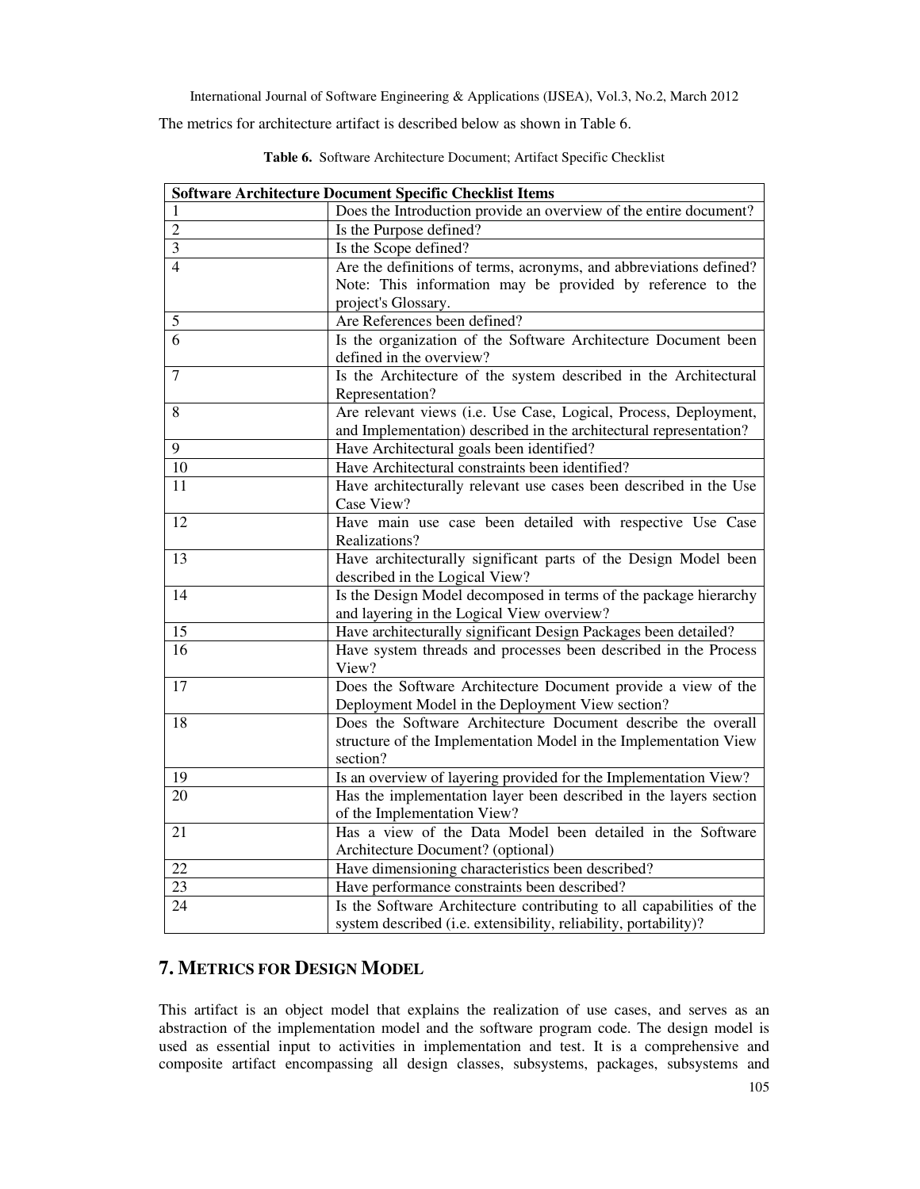The metrics for architecture artifact is described below as shown in Table 6.

**Table 6.** Software Architecture Document; Artifact Specific Checklist

| Software Architecture Document Specific Checklist Items | |
|---|---|
| 1 | Does the Introduction provide an overview of the entire document? |
| 2 | Is the Purpose defined? |
| 3 | Is the Scope defined? |
| 4 | Are the definitions of terms, acronyms, and abbreviations defined? Note: This information may be provided by reference to the project's Glossary. |
| 5 | Are References been defined? |
| 6 | Is the organization of the Software Architecture Document been defined in the overview? |
| 7 | Is the Architecture of the system described in the Architectural Representation? |
| 8 | Are relevant views (i.e. Use Case, Logical, Process, Deployment, and Implementation) described in the architectural representation? |
| 9 | Have Architectural goals been identified? |
| 10 | Have Architectural constraints been identified? |
| 11 | Have architecturally relevant use cases been described in the Use Case View? |
| 12 | Have main use case been detailed with respective Use Case Realizations? |
| 13 | Have architecturally significant parts of the Design Model been described in the Logical View? |
| 14 | Is the Design Model decomposed in terms of the package hierarchy and layering in the Logical View overview? |
| 15 | Have architecturally significant Design Packages been detailed? |
| 16 | Have system threads and processes been described in the Process View? |
| 17 | Does the Software Architecture Document provide a view of the Deployment Model in the Deployment View section? |
| 18 | Does the Software Architecture Document describe the overall structure of the Implementation Model in the Implementation View section? |
| 19 | Is an overview of layering provided for the Implementation View? |
| 20 | Has the implementation layer been described in the layers section of the Implementation View? |
| 21 | Has a view of the Data Model been detailed in the Software Architecture Document? (optional) |
| 22 | Have dimensioning characteristics been described? |
| 23 | Have performance constraints been described? |
| 24 | Is the Software Architecture contributing to all capabilities of the system described (i.e. extensibility, reliability, portability)? |

## 7. Metrics for Design Model

This artifact is an object model that explains the realization of use cases, and serves as an abstraction of the implementation model and the software program code. The design model is used as essential input to activities in implementation and test. It is a comprehensive and composite artifact encompassing all design classes, subsystems, packages, subsystems and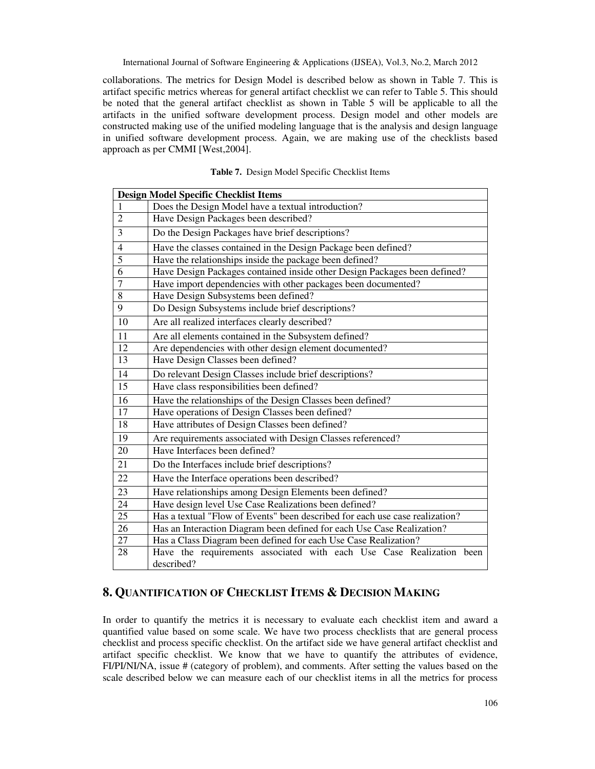collaborations. The metrics for Design Model is described below as shown in Table 7. This is artifact specific metrics whereas for general artifact checklist we can refer to Table 5. This should be noted that the general artifact checklist as shown in Table 5 will be applicable to all the artifacts in the unified software development process. Design model and other models are constructed making use of the unified modeling language that is the analysis and design language in unified software development process. Again, we are making use of the checklists based approach as per CMMI [West,2004].

**Table 7.** Design Model Specific Checklist Items

| Design Model Specific Checklist Items | |
|---|---|
| 1 | Does the Design Model have a textual introduction? |
| 2 | Have Design Packages been described? |
| 3 | Do the Design Packages have brief descriptions? |
| 4 | Have the classes contained in the Design Package been defined? |
| 5 | Have the relationships inside the package been defined? |
| 6 | Have Design Packages contained inside other Design Packages been defined? |
| 7 | Have import dependencies with other packages been documented? |
| 8 | Have Design Subsystems been defined? |
| 9 | Do Design Subsystems include brief descriptions? |
| 10 | Are all realized interfaces clearly described? |
| 11 | Are all elements contained in the Subsystem defined? |
| 12 | Are dependencies with other design element documented? |
| 13 | Have Design Classes been defined? |
| 14 | Do relevant Design Classes include brief descriptions? |
| 15 | Have class responsibilities been defined? |
| 16 | Have the relationships of the Design Classes been defined? |
| 17 | Have operations of Design Classes been defined? |
| 18 | Have attributes of Design Classes been defined? |
| 19 | Are requirements associated with Design Classes referenced? |
| 20 | Have Interfaces been defined? |
| 21 | Do the Interfaces include brief descriptions? |
| 22 | Have the Interface operations been described? |
| 23 | Have relationships among Design Elements been defined? |
| 24 | Have design level Use Case Realizations been defined? |
| 25 | Has a textual "Flow of Events" been described for each use case realization? |
| 26 | Has an Interaction Diagram been defined for each Use Case Realization? |
| 27 | Has a Class Diagram been defined for each Use Case Realization? |
| 28 | Have the requirements associated with each Use Case Realization been described? |

## 8. Quantification of Checklist Items & Decision Making

In order to quantify the metrics it is necessary to evaluate each checklist item and award a quantified value based on some scale. We have two process checklists that are general process checklist and process specific checklist. On the artifact side we have general artifact checklist and artifact specific checklist. We know that we have to quantify the attributes of evidence, FI/PI/NI/NA, issue # (category of problem), and comments. After setting the values based on the scale described below we can measure each of our checklist items in all the metrics for process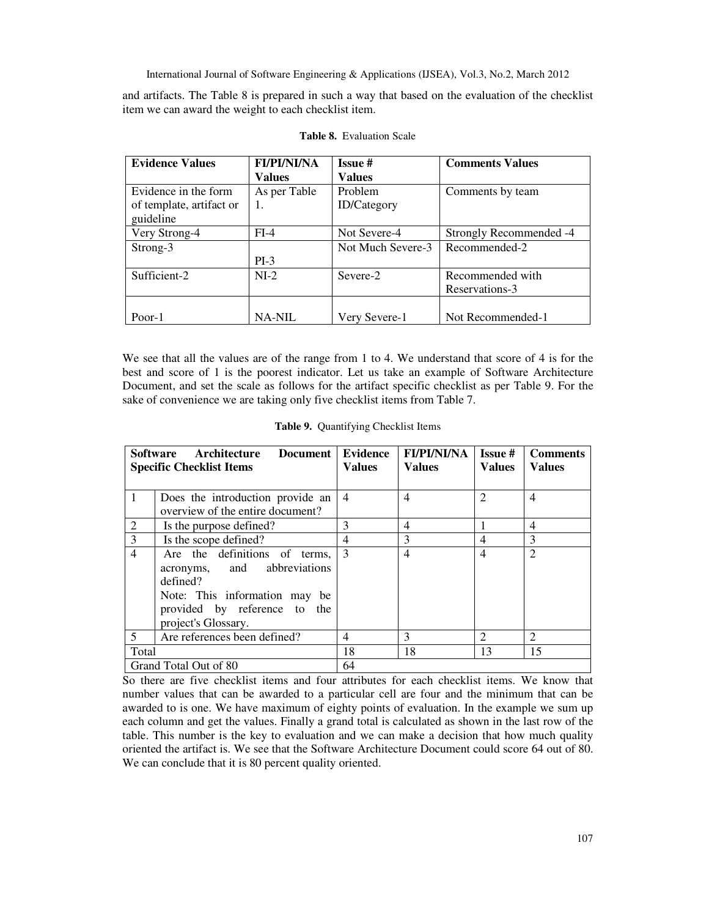and artifacts. The Table 8 is prepared in such a way that based on the evaluation of the checklist item we can award the weight to each checklist item.

**Table 8.** Evaluation Scale

| **Evidence Values** | **FI/PI/NI/NA Values** | **Issue # Values** | **Comments Values** |
|---|---|---|---|
| Evidence in the form of template, artifact or guideline | As per Table 1. | Problem ID/Category | Comments by team |
| Very Strong-4 | FI-4 | Not Severe-4 | Strongly Recommended -4 |
| Strong-3 | PI-3 | Not Much Severe-3 | Recommended-2 |
| Sufficient-2 | NI-2 | Severe-2 | Recommended with Reservations-3 |
| Poor-1 | NA-NIL | Very Severe-1 | Not Recommended-1 |

We see that all the values are of the range from 1 to 4. We understand that score of 4 is for the best and score of 1 is the poorest indicator. Let us take an example of Software Architecture Document, and set the scale as follows for the artifact specific checklist as per Table 9. For the sake of convenience we are taking only five checklist items from Table 7.

**Table 9.** Quantifying Checklist Items

| **Software Architecture Document Specific Checklist Items** | | **Evidence Values** | **FI/PI/NI/NA Values** | **Issue # Values** | **Comments Values** |
|---|---|---|---|---|---|
| 1 | Does the introduction provide an overview of the entire document? | 4 | 4 | 2 | 4 |
| 2 | Is the purpose defined? | 3 | 4 | 1 | 4 |
| 3 | Is the scope defined? | 4 | 3 | 4 | 3 |
| 4 | Are the definitions of terms, acronyms, and abbreviations defined? Note: This information may be provided by reference to the project's Glossary. | 3 | 4 | 4 | 2 |
| 5 | Are references been defined? | 4 | 3 | 2 | 2 |
| Total | | 18 | 18 | 13 | 15 |
| Grand Total Out of 80 | | 64 | | | |

So there are five checklist items and four attributes for each checklist items. We know that number values that can be awarded to a particular cell are four and the minimum that can be awarded to is one. We have maximum of eighty points of evaluation. In the example we sum up each column and get the values. Finally a grand total is calculated as shown in the last row of the table. This number is the key to evaluation and we can make a decision that how much quality oriented the artifact is. We see that the Software Architecture Document could score 64 out of 80. We can conclude that it is 80 percent quality oriented.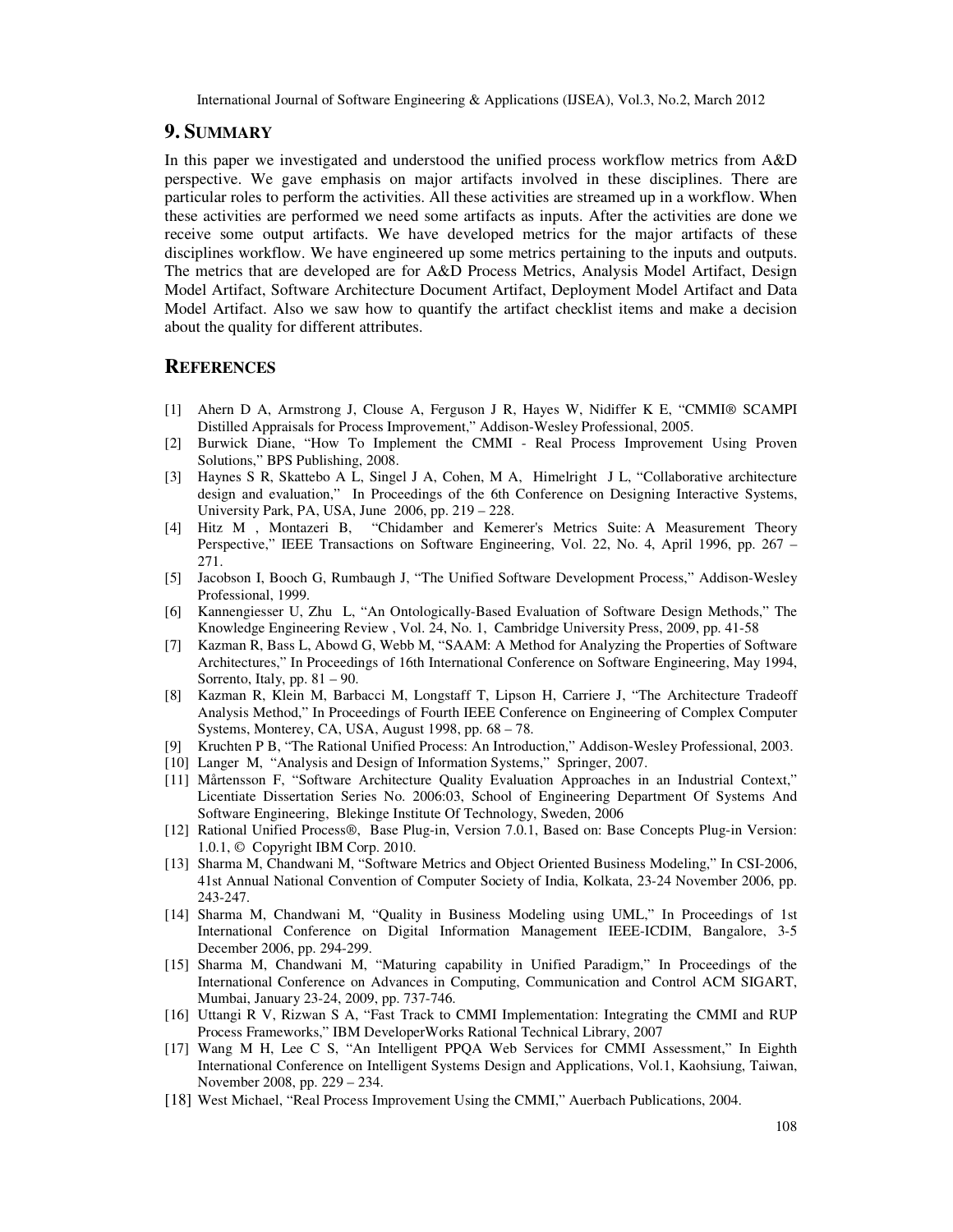## 9. SUMMARY

In this paper we investigated and understood the unified process workflow metrics from A&D perspective. We gave emphasis on major artifacts involved in these disciplines. There are particular roles to perform the activities. All these activities are streamed up in a workflow. When these activities are performed we need some artifacts as inputs. After the activities are done we receive some output artifacts. We have developed metrics for the major artifacts of these disciplines workflow. We have engineered up some metrics pertaining to the inputs and outputs. The metrics that are developed are for A&D Process Metrics, Analysis Model Artifact, Design Model Artifact, Software Architecture Document Artifact, Deployment Model Artifact and Data Model Artifact. Also we saw how to quantify the artifact checklist items and make a decision about the quality for different attributes.

## REFERENCES

[1] Ahern D A, Armstrong J, Clouse A, Ferguson J R, Hayes W, Nidiffer K E, "CMMI® SCAMPI Distilled Appraisals for Process Improvement," Addison-Wesley Professional, 2005.

[2] Burwick Diane, "How To Implement the CMMI - Real Process Improvement Using Proven Solutions," BPS Publishing, 2008.

[3] Haynes S R, Skattebo A L, Singel J A, Cohen, M A, Himelright J L, "Collaborative architecture design and evaluation," In Proceedings of the 6th Conference on Designing Interactive Systems, University Park, PA, USA, June 2006, pp. 219 – 228.

[4] Hitz M , Montazeri B, "Chidamber and Kemerer's Metrics Suite: A Measurement Theory Perspective," IEEE Transactions on Software Engineering, Vol. 22, No. 4, April 1996, pp. 267 – 271.

[5] Jacobson I, Booch G, Rumbaugh J, "The Unified Software Development Process," Addison-Wesley Professional, 1999.

[6] Kannengiesser U, Zhu L, "An Ontologically-Based Evaluation of Software Design Methods," The Knowledge Engineering Review , Vol. 24, No. 1, Cambridge University Press, 2009, pp. 41-58

[7] Kazman R, Bass L, Abowd G, Webb M, "SAAM: A Method for Analyzing the Properties of Software Architectures," In Proceedings of 16th International Conference on Software Engineering, May 1994, Sorrento, Italy, pp. 81 – 90.

[8] Kazman R, Klein M, Barbacci M, Longstaff T, Lipson H, Carriere J, "The Architecture Tradeoff Analysis Method," In Proceedings of Fourth IEEE Conference on Engineering of Complex Computer Systems, Monterey, CA, USA, August 1998, pp. 68 – 78.

[9] Kruchten P B, "The Rational Unified Process: An Introduction," Addison-Wesley Professional, 2003.

[10] Langer M, "Analysis and Design of Information Systems," Springer, 2007.

[11] Mårtensson F, "Software Architecture Quality Evaluation Approaches in an Industrial Context," Licentiate Dissertation Series No. 2006:03, School of Engineering Department Of Systems And Software Engineering, Blekinge Institute Of Technology, Sweden, 2006

[12] Rational Unified Process®, Base Plug-in, Version 7.0.1, Based on: Base Concepts Plug-in Version: 1.0.1, © Copyright IBM Corp. 2010.

[13] Sharma M, Chandwani M, "Software Metrics and Object Oriented Business Modeling," In CSI-2006, 41st Annual National Convention of Computer Society of India, Kolkata, 23-24 November 2006, pp. 243-247.

[14] Sharma M, Chandwani M, "Quality in Business Modeling using UML," In Proceedings of 1st International Conference on Digital Information Management IEEE-ICDIM, Bangalore, 3-5 December 2006, pp. 294-299.

[15] Sharma M, Chandwani M, "Maturing capability in Unified Paradigm," In Proceedings of the International Conference on Advances in Computing, Communication and Control ACM SIGART, Mumbai, January 23-24, 2009, pp. 737-746.

[16] Uttangi R V, Rizwan S A, "Fast Track to CMMI Implementation: Integrating the CMMI and RUP Process Frameworks," IBM DeveloperWorks Rational Technical Library, 2007

[17] Wang M H, Lee C S, "An Intelligent PPQA Web Services for CMMI Assessment," In Eighth International Conference on Intelligent Systems Design and Applications, Vol.1, Kaohsiung, Taiwan, November 2008, pp. 229 – 234.

[18] West Michael, "Real Process Improvement Using the CMMI," Auerbach Publications, 2004.